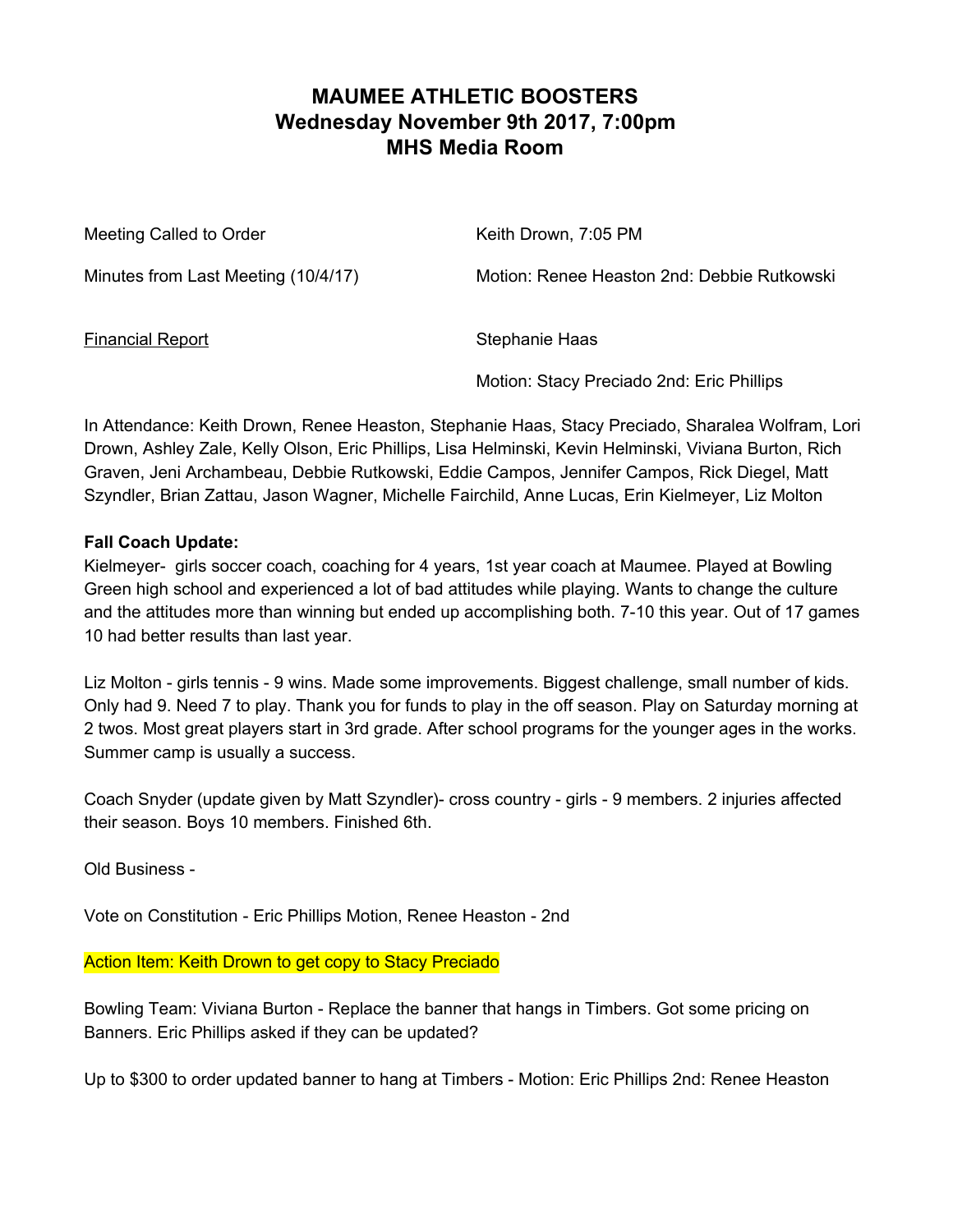# MAUMEE ATHLETIC BOOSTERS
# Wednesday November 9th 2017, 7:00pm
# MHS Media Room

| | |
|---|---|
| Meeting Called to Order | Keith Drown, 7:05 PM |
| Minutes from Last Meeting (10/4/17) | Motion: Renee Heaston 2nd: Debbie Rutkowski |
| Financial Report | Stephanie Haas |
| | Motion: Stacy Preciado 2nd: Eric Phillips |

In Attendance: Keith Drown, Renee Heaston, Stephanie Haas, Stacy Preciado, Sharalea Wolfram, Lori Drown, Ashley Zale, Kelly Olson, Eric Phillips, Lisa Helminski, Kevin Helminski, Viviana Burton, Rich Graven, Jeni Archambeau, Debbie Rutkowski, Eddie Campos, Jennifer Campos, Rick Diegel, Matt Szyndler, Brian Zattau, Jason Wagner, Michelle Fairchild, Anne Lucas, Erin Kielmeyer, Liz Molton

**Fall Coach Update:**

Kielmeyer- girls soccer coach, coaching for 4 years, 1st year coach at Maumee. Played at Bowling Green high school and experienced a lot of bad attitudes while playing. Wants to change the culture and the attitudes more than winning but ended up accomplishing both. 7-10 this year. Out of 17 games 10 had better results than last year.

Liz Molton - girls tennis - 9 wins. Made some improvements. Biggest challenge, small number of kids. Only had 9. Need 7 to play. Thank you for funds to play in the off season. Play on Saturday morning at 2 twos. Most great players start in 3rd grade. After school programs for the younger ages in the works. Summer camp is usually a success.

Coach Snyder (update given by Matt Szyndler)- cross country - girls - 9 members. 2 injuries affected their season. Boys 10 members. Finished 6th.

Old Business -

Vote on Constitution - Eric Phillips Motion, Renee Heaston - 2nd

Action Item: Keith Drown to get copy to Stacy Preciado

Bowling Team: Viviana Burton - Replace the banner that hangs in Timbers. Got some pricing on Banners. Eric Phillips asked if they can be updated?

Up to $300 to order updated banner to hang at Timbers - Motion: Eric Phillips 2nd: Renee Heaston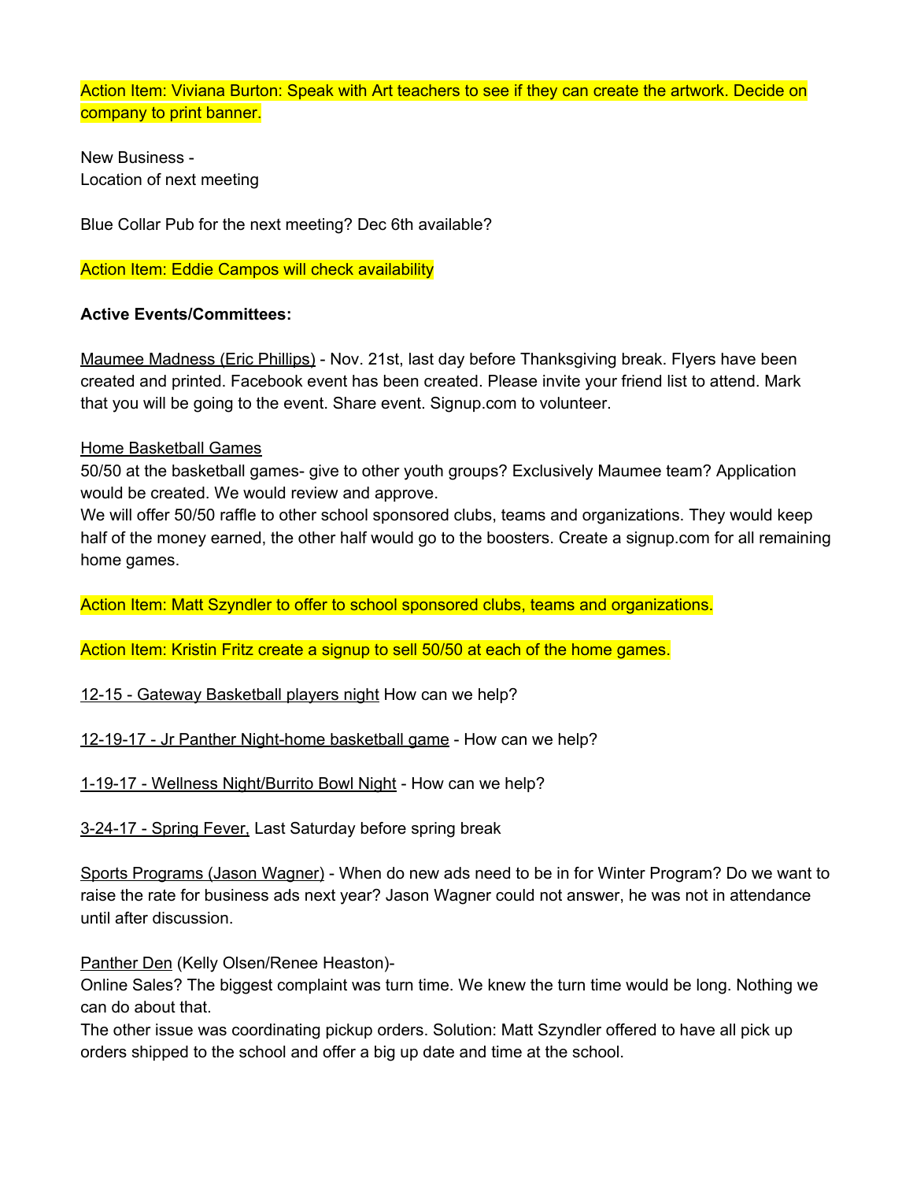Action Item: Viviana Burton: Speak with Art teachers to see if they can create the artwork. Decide on company to print banner.

New Business -
Location of next meeting

Blue Collar Pub for the next meeting? Dec 6th available?

Action Item: Eddie Campos will check availability

**Active Events/Committees:**

Maumee Madness (Eric Phillips) - Nov. 21st, last day before Thanksgiving break. Flyers have been created and printed. Facebook event has been created. Please invite your friend list to attend. Mark that you will be going to the event. Share event. Signup.com to volunteer.

Home Basketball Games
50/50 at the basketball games- give to other youth groups? Exclusively Maumee team? Application would be created. We would review and approve.
We will offer 50/50 raffle to other school sponsored clubs, teams and organizations. They would keep half of the money earned, the other half would go to the boosters. Create a signup.com for all remaining home games.

Action Item: Matt Szyndler to offer to school sponsored clubs, teams and organizations.

Action Item: Kristin Fritz create a signup to sell 50/50 at each of the home games.

12-15 - Gateway Basketball players night How can we help?

12-19-17 - Jr Panther Night-home basketball game - How can we help?

1-19-17 - Wellness Night/Burrito Bowl Night - How can we help?

3-24-17 - Spring Fever, Last Saturday before spring break

Sports Programs (Jason Wagner) - When do new ads need to be in for Winter Program? Do we want to raise the rate for business ads next year? Jason Wagner could not answer, he was not in attendance until after discussion.

Panther Den (Kelly Olsen/Renee Heaston)-
Online Sales? The biggest complaint was turn time. We knew the turn time would be long. Nothing we can do about that.
The other issue was coordinating pickup orders. Solution: Matt Szyndler offered to have all pick up orders shipped to the school and offer a big up date and time at the school.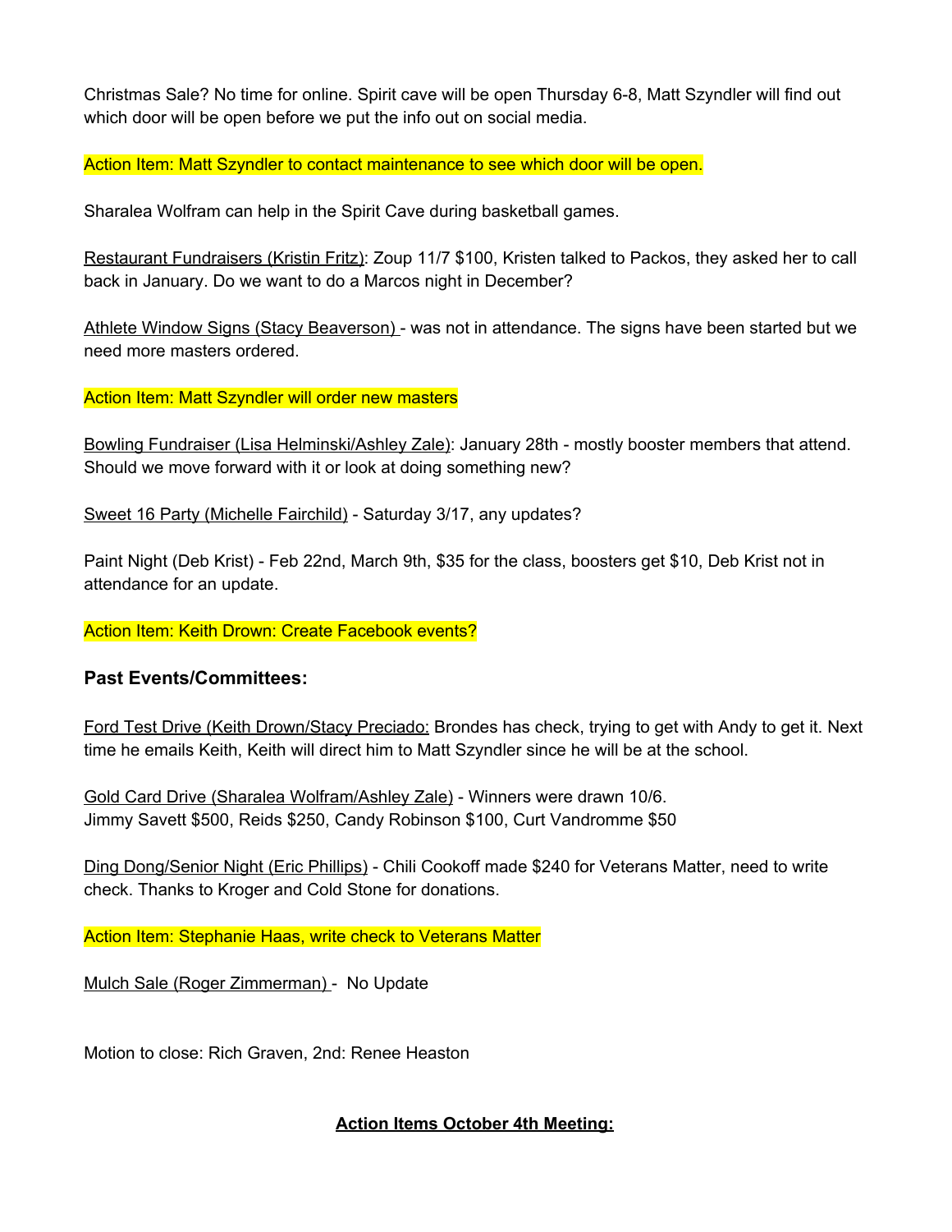Christmas Sale? No time for online. Spirit cave will be open Thursday 6-8, Matt Szyndler will find out which door will be open before we put the info out on social media.

Action Item: Matt Szyndler to contact maintenance to see which door will be open.

Sharalea Wolfram can help in the Spirit Cave during basketball games.

Restaurant Fundraisers (Kristin Fritz): Zoup 11/7 $100, Kristen talked to Packos, they asked her to call back in January. Do we want to do a Marcos night in December?

Athlete Window Signs (Stacy Beaverson) - was not in attendance. The signs have been started but we need more masters ordered.

Action Item: Matt Szyndler will order new masters

Bowling Fundraiser (Lisa Helminski/Ashley Zale): January 28th - mostly booster members that attend. Should we move forward with it or look at doing something new?

Sweet 16 Party (Michelle Fairchild) - Saturday 3/17, any updates?

Paint Night (Deb Krist) - Feb 22nd, March 9th, $35 for the class, boosters get $10, Deb Krist not in attendance for an update.

Action Item: Keith Drown: Create Facebook events?

### Past Events/Committees:

Ford Test Drive (Keith Drown/Stacy Preciado: Brondes has check, trying to get with Andy to get it. Next time he emails Keith, Keith will direct him to Matt Szyndler since he will be at the school.

Gold Card Drive (Sharalea Wolfram/Ashley Zale) - Winners were drawn 10/6.
Jimmy Savett $500, Reids $250, Candy Robinson $100, Curt Vandromme $50

Ding Dong/Senior Night (Eric Phillips) - Chili Cookoff made $240 for Veterans Matter, need to write check. Thanks to Kroger and Cold Stone for donations.

Action Item: Stephanie Haas, write check to Veterans Matter

Mulch Sale (Roger Zimmerman) - No Update

Motion to close: Rich Graven, 2nd: Renee Heaston

**Action Items October 4th Meeting:**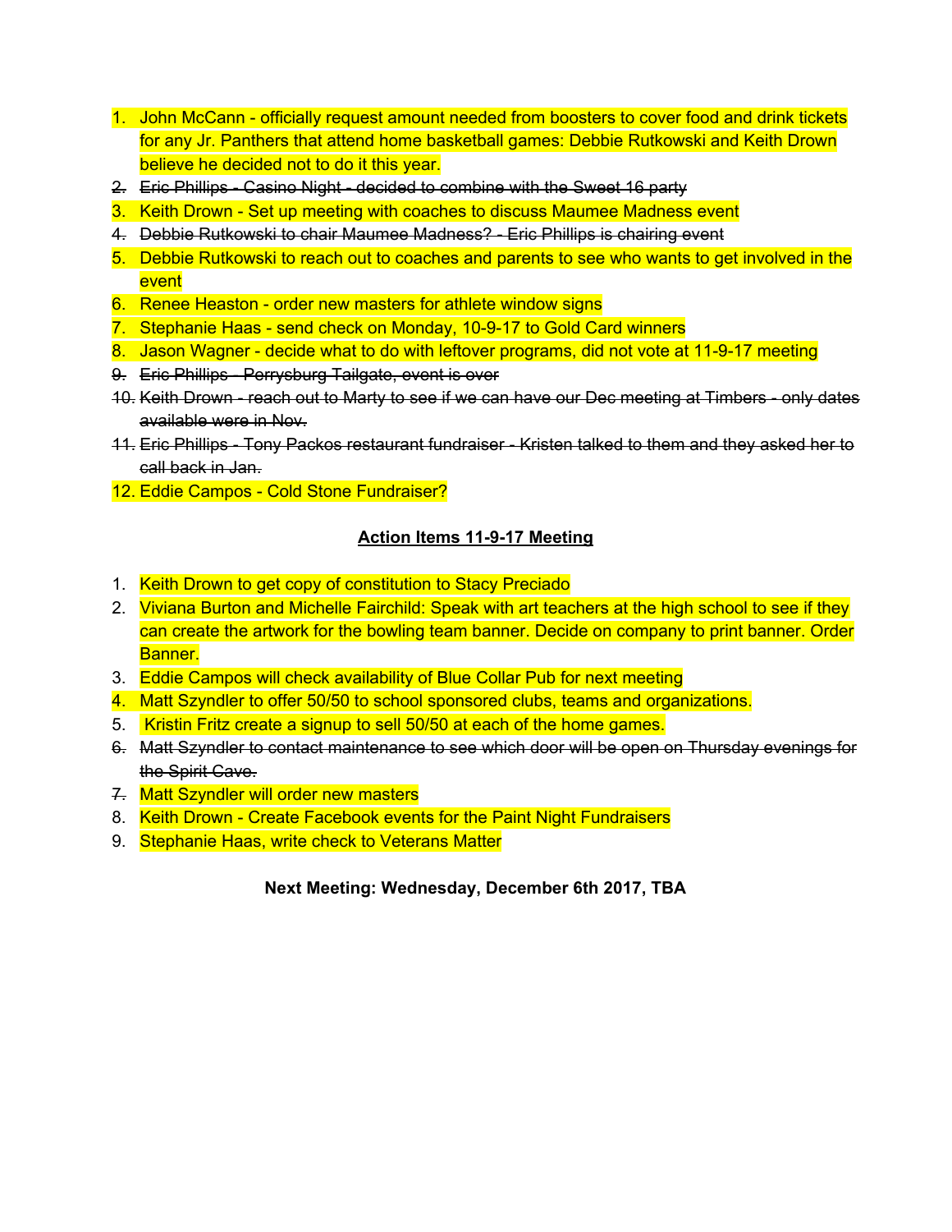1. John McCann - officially request amount needed from boosters to cover food and drink tickets for any Jr. Panthers that attend home basketball games: Debbie Rutkowski and Keith Drown believe he decided not to do it this year.
2. ~~Eric Phillips - Casino Night - decided to combine with the Sweet 16 party~~
3. Keith Drown - Set up meeting with coaches to discuss Maumee Madness event
4. ~~Debbie Rutkowski to chair Maumee Madness? - Eric Phillips is chairing event~~
5. Debbie Rutkowski to reach out to coaches and parents to see who wants to get involved in the event
6. Renee Heaston - order new masters for athlete window signs
7. Stephanie Haas - send check on Monday, 10-9-17 to Gold Card winners
8. Jason Wagner - decide what to do with leftover programs, did not vote at 11-9-17 meeting
9. ~~Eric Phillips - Perrysburg Tailgate, event is over~~
10. ~~Keith Drown - reach out to Marty to see if we can have our Dec meeting at Timbers - only dates available were in Nov.~~
11. ~~Eric Phillips - Tony Packos restaurant fundraiser - Kristen talked to them and they asked her to call back in Jan.~~
12. Eddie Campos - Cold Stone Fundraiser?

<u>**Action Items 11-9-17 Meeting**</u>

1. Keith Drown to get copy of constitution to Stacy Preciado
2. Viviana Burton and Michelle Fairchild: Speak with art teachers at the high school to see if they can create the artwork for the bowling team banner. Decide on company to print banner. Order Banner.
3. Eddie Campos will check availability of Blue Collar Pub for next meeting
4. Matt Szyndler to offer 50/50 to school sponsored clubs, teams and organizations.
5. Kristin Fritz create a signup to sell 50/50 at each of the home games.
6. ~~Matt Szyndler to contact maintenance to see which door will be open on Thursday evenings for the Spirit Cave.~~
7. Matt Szyndler will order new masters
8. Keith Drown - Create Facebook events for the Paint Night Fundraisers
9. Stephanie Haas, write check to Veterans Matter

**Next Meeting: Wednesday, December 6th 2017, TBA**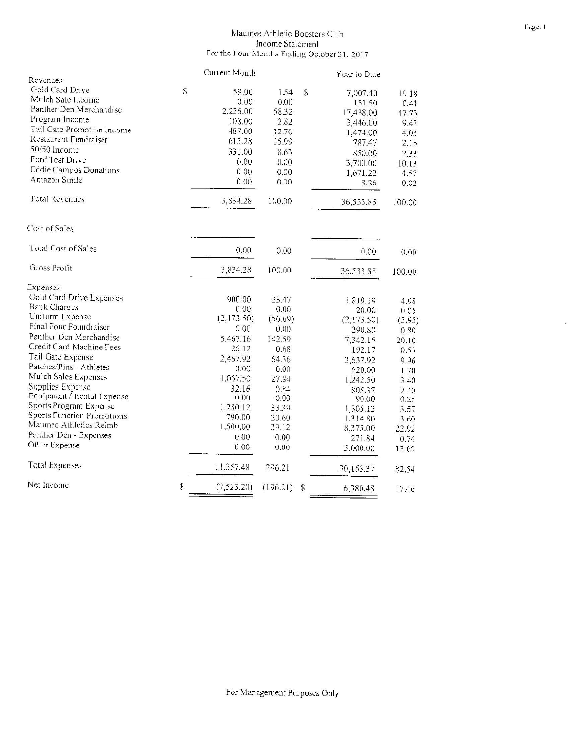# Maumee Athletic Boosters Club
## Income Statement
### For the Four Months Ending October 31, 2017

| | Current Month | | Year to Date | |
|---|---|---|---|---|
| **Revenues** | | | | |
| Gold Card Drive | $ 59.00 | 1.54 | $ 7,007.40 | 19.18 |
| Mulch Sale Income | 0.00 | 0.00 | 151.50 | 0.41 |
| Panther Den Merchandise | 2,236.00 | 58.32 | 17,438.00 | 47.73 |
| Program Income | 108.00 | 2.82 | 3,446.00 | 9.43 |
| Tail Gate Promotion Income | 487.00 | 12.70 | 1,474.00 | 4.03 |
| Restaurant Fundraiser | 613.28 | 15.99 | 787.47 | 2.16 |
| 50/50 Income | 331.00 | 8.63 | 850.00 | 2.33 |
| Ford Test Drive | 0.00 | 0.00 | 3,700.00 | 10.13 |
| Eddie Campos Donations | 0.00 | 0.00 | 1,671.22 | 4.57 |
| Amazon Smile | 0.00 | 0.00 | 8.26 | 0.02 |
| Total Revenues | 3,834.28 | 100.00 | 36,533.85 | 100.00 |
| **Cost of Sales** | | | | |
| Total Cost of Sales | 0.00 | 0.00 | 0.00 | 0.00 |
| Gross Profit | 3,834.28 | 100.00 | 36,533.85 | 100.00 |
| **Expenses** | | | | |
| Gold Card Drive Expenses | 900.00 | 23.47 | 1,819.19 | 4.98 |
| Bank Charges | 0.00 | 0.00 | 20.00 | 0.05 |
| Uniform Expense | (2,173.50) | (56.69) | (2,173.50) | (5.95) |
| Final Four Foundraiser | 0.00 | 0.00 | 290.80 | 0.80 |
| Panther Den Merchandise | 5,467.16 | 142.59 | 7,342.16 | 20.10 |
| Credit Card Machine Fees | 26.12 | 0.68 | 192.17 | 0.53 |
| Tail Gate Expense | 2,467.92 | 64.36 | 3,637.92 | 9.96 |
| Patches/Pins - Athletes | 0.00 | 0.00 | 620.00 | 1.70 |
| Mulch Sales Expenses | 1,067.50 | 27.84 | 1,242.50 | 3.40 |
| Supplies Expense | 32.16 | 0.84 | 805.37 | 2.20 |
| Equipment / Rental Expense | 0.00 | 0.00 | 90.00 | 0.25 |
| Sports Program Expense | 1,280.12 | 33.39 | 1,305.12 | 3.57 |
| Sports Function Promotions | 790.00 | 20.60 | 1,314.80 | 3.60 |
| Maumee Athletics Reimb | 1,500.00 | 39.12 | 8,375.00 | 22.92 |
| Panther Den - Expenses | 0.00 | 0.00 | 271.84 | 0.74 |
| Other Expense | 0.00 | 0.00 | 5,000.00 | 13.69 |
| Total Expenses | 11,357.48 | 296.21 | 30,153.37 | 82.54 |
| Net Income | $ (7,523.20) | (196.21) | $ 6,380.48 | 17.46 |

For Management Purposes Only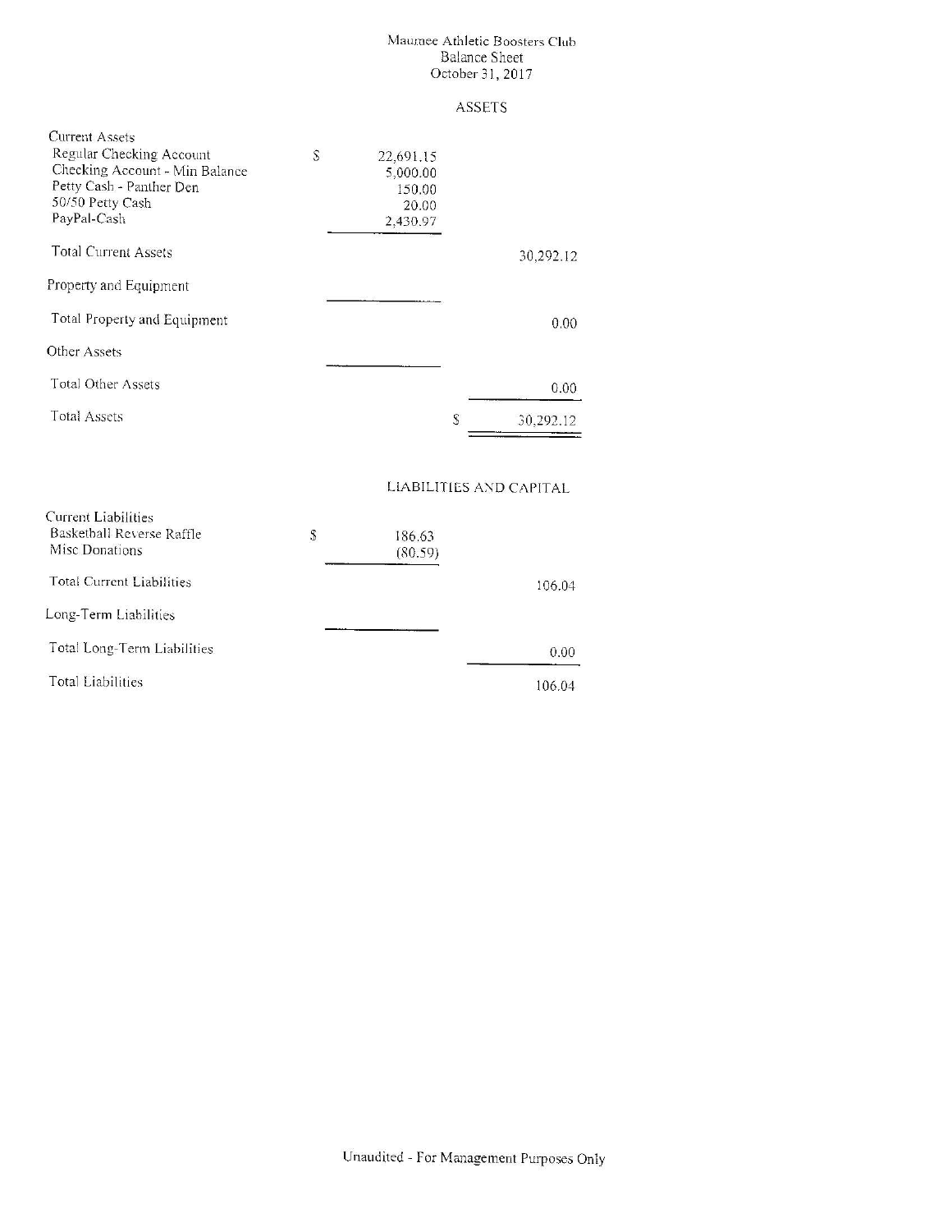Maumee Athletic Boosters Club
Balance Sheet
October 31, 2017

## ASSETS

| | | |
|---|---|---|
| **Current Assets** | | |
| Regular Checking Account | $ 22,691.15 | |
| Checking Account - Min Balance | 5,000.00 | |
| Petty Cash - Panther Den | 150.00 | |
| 50/50 Petty Cash | 20.00 | |
| PayPal-Cash | 2,430.97 | |
| Total Current Assets | | 30,292.12 |
| **Property and Equipment** | | |
| Total Property and Equipment | | 0.00 |
| **Other Assets** | | |
| Total Other Assets | | 0.00 |
| Total Assets | | $ 30,292.12 |

## LIABILITIES AND CAPITAL

| | | |
|---|---|---|
| **Current Liabilities** | | |
| Basketball Reverse Raffle | $ 186.63 | |
| Misc Donations | (80.59) | |
| Total Current Liabilities | | 106.04 |
| **Long-Term Liabilities** | | |
| Total Long-Term Liabilities | | 0.00 |
| Total Liabilities | | 106.04 |

Unaudited - For Management Purposes Only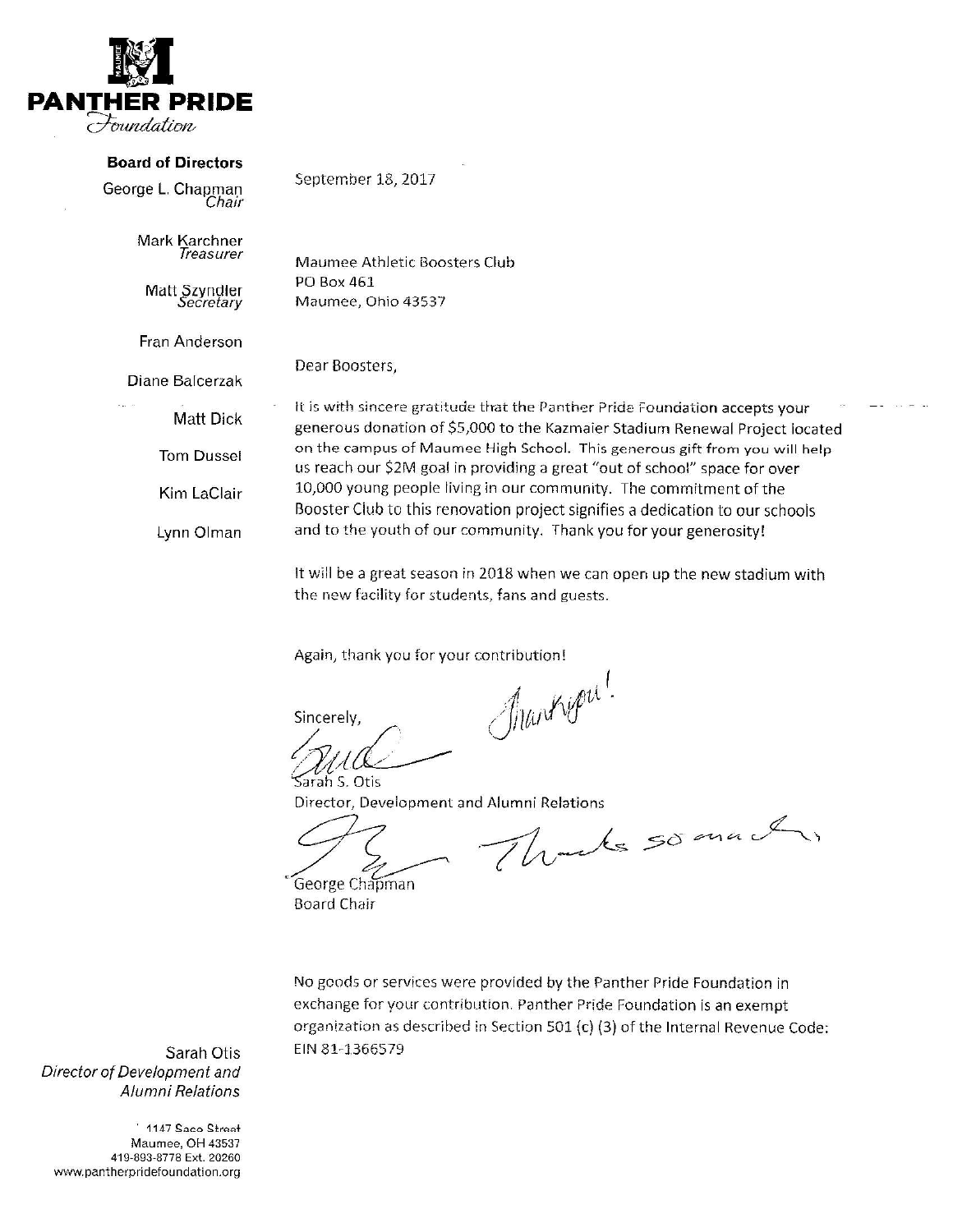**PANTHER PRIDE**
*Foundation*

**Board of Directors**

George L. Chapman, *Chair*

Mark Karchner, *Treasurer*

Matt Szyndler, *Secretary*

Fran Anderson

Diane Balcerzak

Matt Dick

Tom Dussel

Kim LaClair

Lynn Olman

September 18, 2017

Maumee Athletic Boosters Club
PO Box 461
Maumee, Ohio 43537

Dear Boosters,

It is with sincere gratitude that the Panther Pride Foundation accepts your generous donation of $5,000 to the Kazmaier Stadium Renewal Project located on the campus of Maumee High School. This generous gift from you will help us reach our $2M goal in providing a great "out of school" space for over 10,000 young people living in our community. The commitment of the Booster Club to this renovation project signifies a dedication to our schools and to the youth of our community. Thank you for your generosity!

It will be a great season in 2018 when we can open up the new stadium with the new facility for students, fans and guests.

Again, thank you for your contribution!

Sincerely,

Thank you!

Sarah S. Otis
Director, Development and Alumni Relations

Thanks so much!

George Chapman
Board Chair

No goods or services were provided by the Panther Pride Foundation in exchange for your contribution. Panther Pride Foundation is an exempt organization as described in Section 501 (c) (3) of the Internal Revenue Code: EIN 81-1366579

Sarah Otis
*Director of Development and Alumni Relations*

1147 Saco Street
Maumee, OH 43537
419-893-8778 Ext. 20260
www.pantherpridefoundation.org